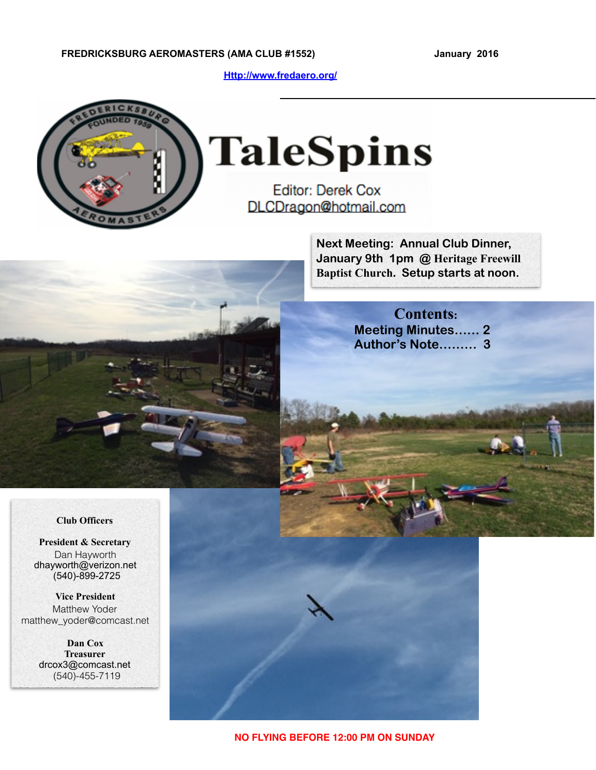FREDRICKSBURG AEROMASTERS (AMA CLUB #1552) January 2016

[Http://www.fredaero.org/](Http://www.fredaero.org/)

# TaleSpins

Editor: Derek Cox
DLCDragon@hotmail.com

**Next Meeting: Annual Club Dinner, January 9th 1pm @ Heritage Freewill Baptist Church. Setup starts at noon.**

## Contents:

Meeting Minutes...... 2
Author's Note......... 3

**Club Officers**

**President & Secretary**
Dan Hayworth
dhayworth@verizon.net
(540)-899-2725

**Vice President**
Matthew Yoder
matthew_yoder@comcast.net

**Dan Cox**
**Treasurer**
drcox3@comcast.net
(540)-455-7119

**NO FLYING BEFORE 12:00 PM ON SUNDAY**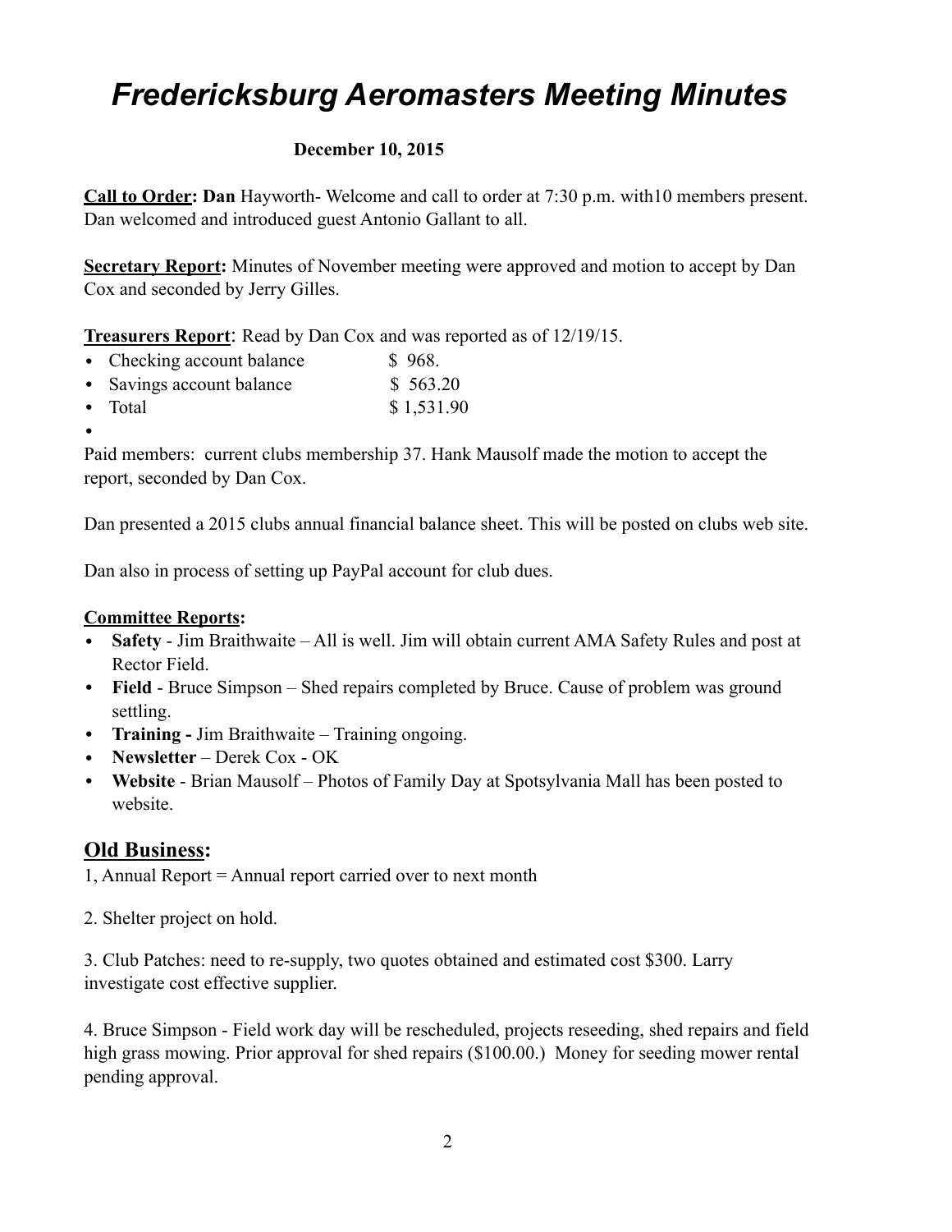# *Fredericksburg Aeromasters Meeting Minutes*

**December 10, 2015**

**Call to Order: Dan** Hayworth- Welcome and call to order at 7:30 p.m. with10 members present. Dan welcomed and introduced guest Antonio Gallant to all.

**Secretary Report:** Minutes of November meeting were approved and motion to accept by Dan Cox and seconded by Jerry Gilles.

**Treasurers Report**: Read by Dan Cox and was reported as of 12/19/15.

- Checking account balance $ 968.
- Savings account balance $ 563.20
- Total $ 1,531.90
- 

Paid members: current clubs membership 37. Hank Mausolf made the motion to accept the report, seconded by Dan Cox.

Dan presented a 2015 clubs annual financial balance sheet. This will be posted on clubs web site.

Dan also in process of setting up PayPal account for club dues.

**Committee Reports:**

- **Safety** - Jim Braithwaite – All is well. Jim will obtain current AMA Safety Rules and post at Rector Field.
- **Field** - Bruce Simpson – Shed repairs completed by Bruce. Cause of problem was ground settling.
- **Training -** Jim Braithwaite – Training ongoing.
- **Newsletter** – Derek Cox - OK
- **Website** - Brian Mausolf – Photos of Family Day at Spotsylvania Mall has been posted to website.

## Old Business:

1, Annual Report = Annual report carried over to next month

2. Shelter project on hold.

3. Club Patches: need to re-supply, two quotes obtained and estimated cost $300. Larry investigate cost effective supplier.

4. Bruce Simpson - Field work day will be rescheduled, projects reseeding, shed repairs and field high grass mowing. Prior approval for shed repairs ($100.00.) Money for seeding mower rental pending approval.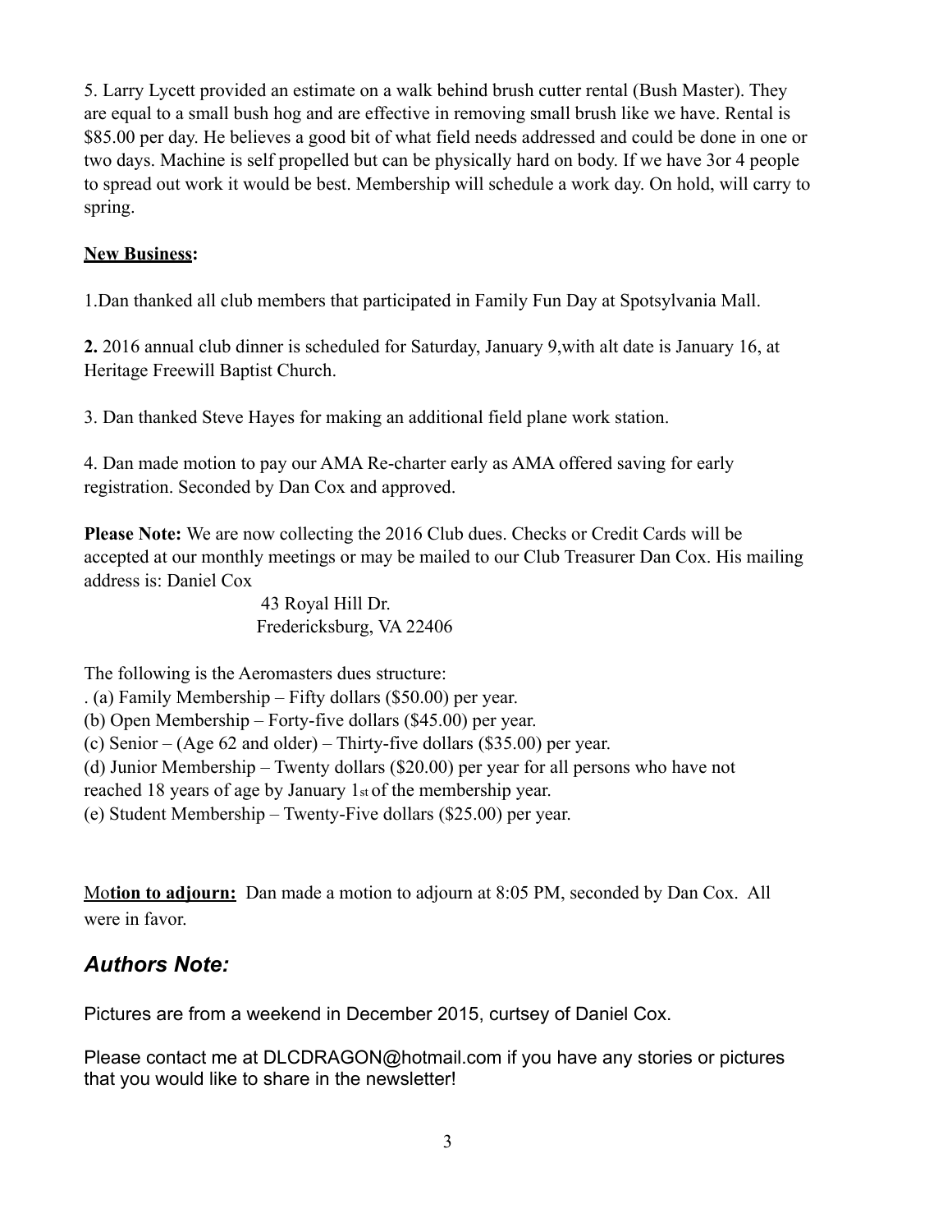5. Larry Lycett provided an estimate on a walk behind brush cutter rental (Bush Master). They are equal to a small bush hog and are effective in removing small brush like we have. Rental is $85.00 per day. He believes a good bit of what field needs addressed and could be done in one or two days. Machine is self propelled but can be physically hard on body. If we have 3or 4 people to spread out work it would be best. Membership will schedule a work day. On hold, will carry to spring.

**New Business:**

1.Dan thanked all club members that participated in Family Fun Day at Spotsylvania Mall.

**2.** 2016 annual club dinner is scheduled for Saturday, January 9,with alt date is January 16, at Heritage Freewill Baptist Church.

3. Dan thanked Steve Hayes for making an additional field plane work station.

4. Dan made motion to pay our AMA Re-charter early as AMA offered saving for early registration. Seconded by Dan Cox and approved.

**Please Note:** We are now collecting the 2016 Club dues. Checks or Credit Cards will be accepted at our monthly meetings or may be mailed to our Club Treasurer Dan Cox. His mailing address is: Daniel Cox

43 Royal Hill Dr.
Fredericksburg, VA 22406

The following is the Aeromasters dues structure:

. (a) Family Membership – Fifty dollars ($50.00) per year.
(b) Open Membership – Forty-five dollars ($45.00) per year.
(c) Senior – (Age 62 and older) – Thirty-five dollars ($35.00) per year.
(d) Junior Membership – Twenty dollars ($20.00) per year for all persons who have not reached 18 years of age by January 1st of the membership year.
(e) Student Membership – Twenty-Five dollars ($25.00) per year.

**Motion to adjourn:** Dan made a motion to adjourn at 8:05 PM, seconded by Dan Cox. All were in favor.

## *Authors Note:*

Pictures are from a weekend in December 2015, curtsey of Daniel Cox.

Please contact me at DLCDRAGON@hotmail.com if you have any stories or pictures that you would like to share in the newsletter!